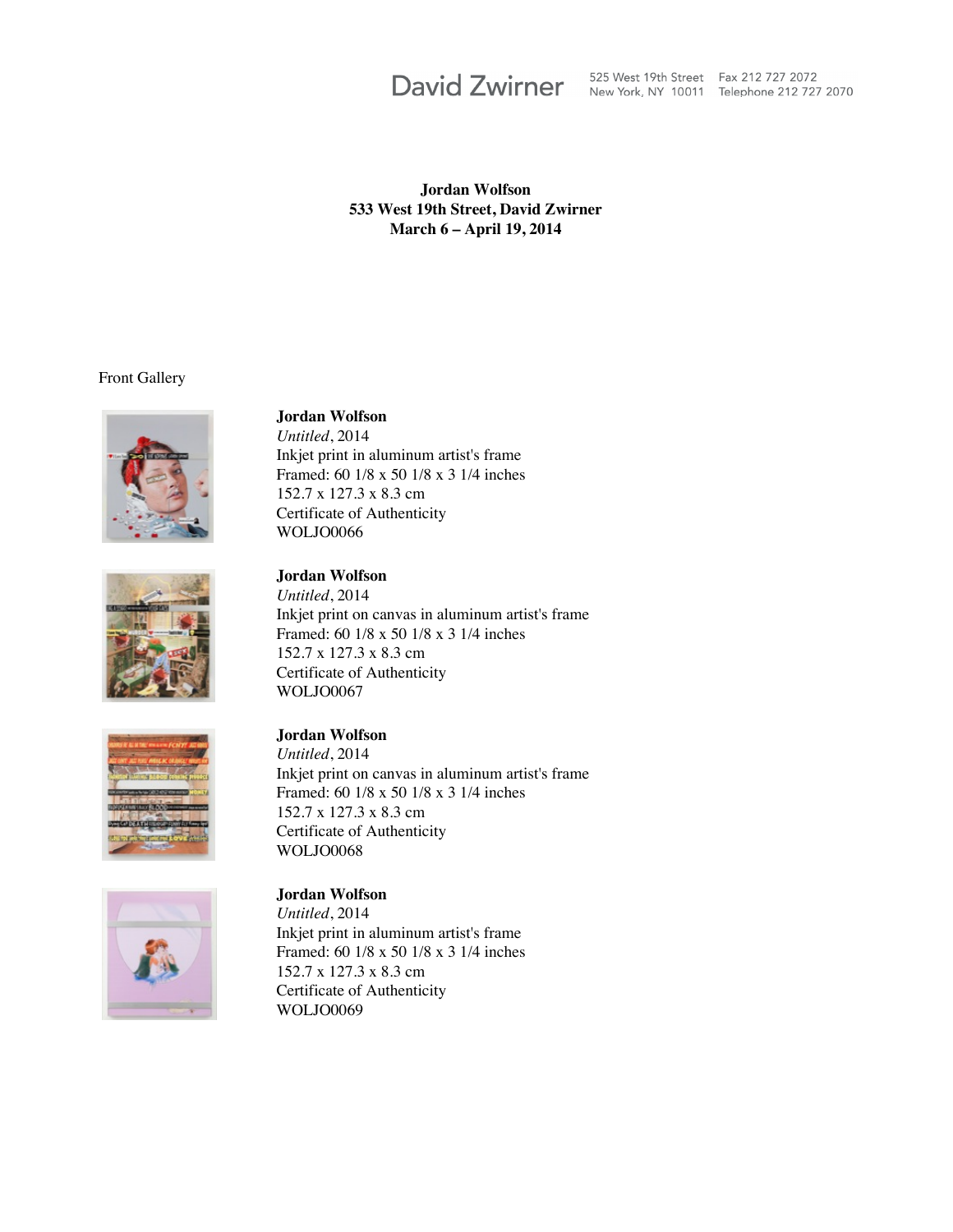David Zwirner 525 West 19th Street New York, NY 10011 Fax 212 727 2072 Telephone 212 727 2070

**Jordan Wolfson**
**533 West 19th Street, David Zwirner**
**March 6 – April 19, 2014**

Front Gallery

**Jordan Wolfson**
*Untitled*, 2014
Inkjet print in aluminum artist's frame
Framed: 60 1/8 x 50 1/8 x 3 1/4 inches
152.7 x 127.3 x 8.3 cm
Certificate of Authenticity
WOLJO0066

**Jordan Wolfson**
*Untitled*, 2014
Inkjet print on canvas in aluminum artist's frame
Framed: 60 1/8 x 50 1/8 x 3 1/4 inches
152.7 x 127.3 x 8.3 cm
Certificate of Authenticity
WOLJO0067

**Jordan Wolfson**
*Untitled*, 2014
Inkjet print on canvas in aluminum artist's frame
Framed: 60 1/8 x 50 1/8 x 3 1/4 inches
152.7 x 127.3 x 8.3 cm
Certificate of Authenticity
WOLJO0068

**Jordan Wolfson**
*Untitled*, 2014
Inkjet print in aluminum artist's frame
Framed: 60 1/8 x 50 1/8 x 3 1/4 inches
152.7 x 127.3 x 8.3 cm
Certificate of Authenticity
WOLJO0069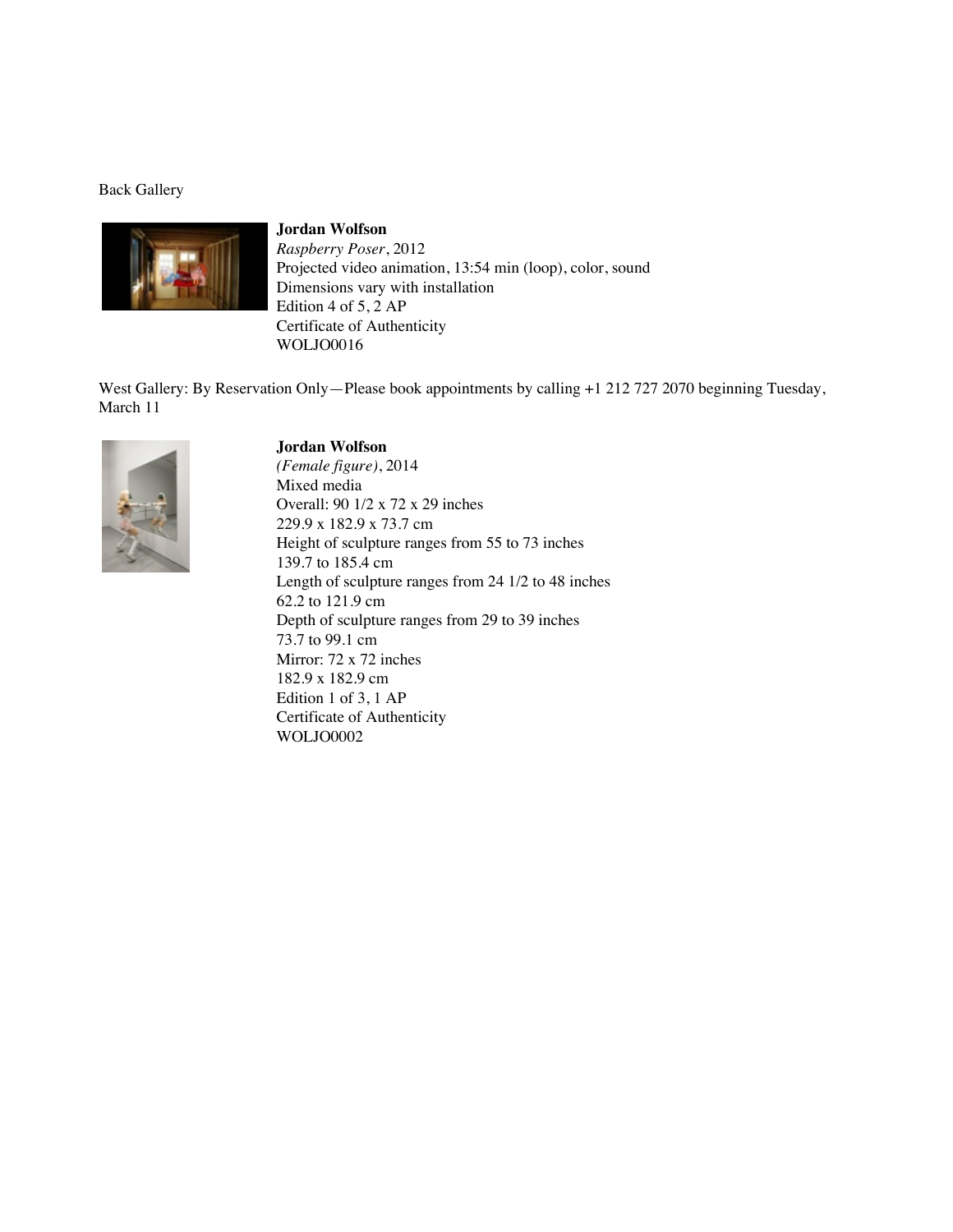Back Gallery

**Jordan Wolfson**
*Raspberry Poser*, 2012
Projected video animation, 13:54 min (loop), color, sound
Dimensions vary with installation
Edition 4 of 5, 2 AP
Certificate of Authenticity
WOLJO0016

West Gallery: By Reservation Only—Please book appointments by calling +1 212 727 2070 beginning Tuesday, March 11

**Jordan Wolfson**
*(Female figure)*, 2014
Mixed media
Overall: 90 1/2 x 72 x 29 inches
229.9 x 182.9 x 73.7 cm
Height of sculpture ranges from 55 to 73 inches
139.7 to 185.4 cm
Length of sculpture ranges from 24 1/2 to 48 inches
62.2 to 121.9 cm
Depth of sculpture ranges from 29 to 39 inches
73.7 to 99.1 cm
Mirror: 72 x 72 inches
182.9 x 182.9 cm
Edition 1 of 3, 1 AP
Certificate of Authenticity
WOLJO0002